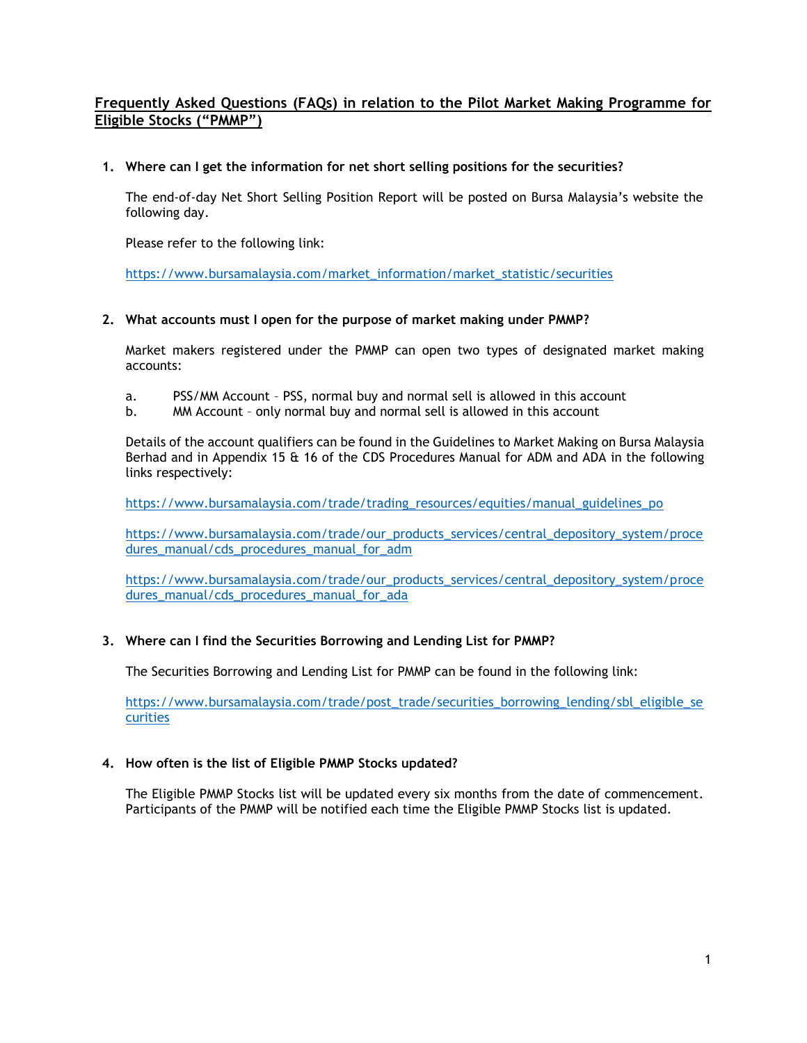# Frequently Asked Questions (FAQs) in relation to the Pilot Market Making Programme for Eligible Stocks ("PMMP")

**1. Where can I get the information for net short selling positions for the securities?**

The end-of-day Net Short Selling Position Report will be posted on Bursa Malaysia's website the following day.

Please refer to the following link:

https://www.bursamalaysia.com/market_information/market_statistic/securities

**2. What accounts must I open for the purpose of market making under PMMP?**

Market makers registered under the PMMP can open two types of designated market making accounts:

a. PSS/MM Account – PSS, normal buy and normal sell is allowed in this account
b. MM Account – only normal buy and normal sell is allowed in this account

Details of the account qualifiers can be found in the Guidelines to Market Making on Bursa Malaysia Berhad and in Appendix 15 & 16 of the CDS Procedures Manual for ADM and ADA in the following links respectively:

https://www.bursamalaysia.com/trade/trading_resources/equities/manual_guidelines_po

https://www.bursamalaysia.com/trade/our_products_services/central_depository_system/procedures_manual/cds_procedures_manual_for_adm

https://www.bursamalaysia.com/trade/our_products_services/central_depository_system/procedures_manual/cds_procedures_manual_for_ada

**3. Where can I find the Securities Borrowing and Lending List for PMMP?**

The Securities Borrowing and Lending List for PMMP can be found in the following link:

https://www.bursamalaysia.com/trade/post_trade/securities_borrowing_lending/sbl_eligible_securities

**4. How often is the list of Eligible PMMP Stocks updated?**

The Eligible PMMP Stocks list will be updated every six months from the date of commencement. Participants of the PMMP will be notified each time the Eligible PMMP Stocks list is updated.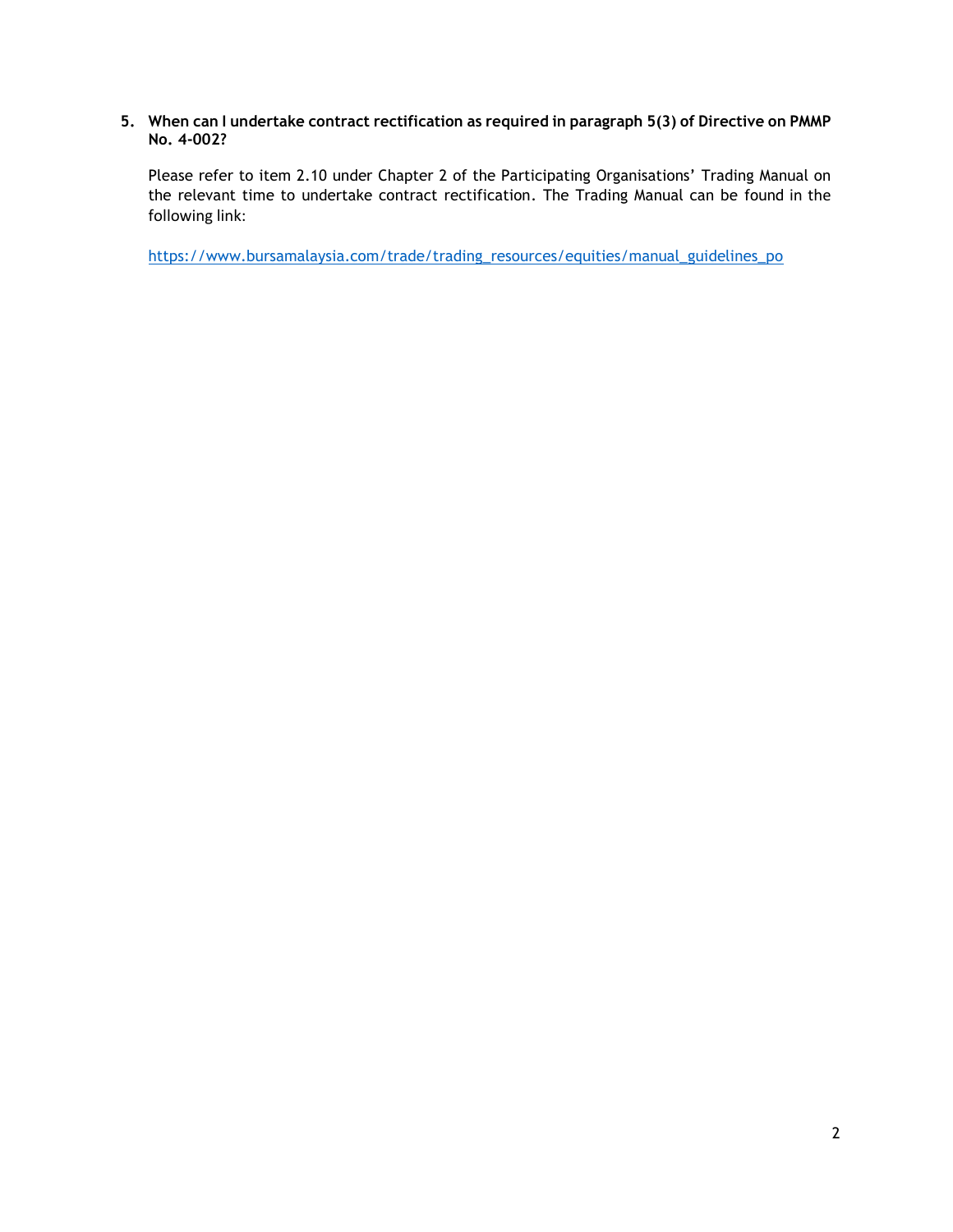**5. When can I undertake contract rectification as required in paragraph 5(3) of Directive on PMMP No. 4-002?**

Please refer to item 2.10 under Chapter 2 of the Participating Organisations' Trading Manual on the relevant time to undertake contract rectification. The Trading Manual can be found in the following link:

https://www.bursamalaysia.com/trade/trading_resources/equities/manual_guidelines_po